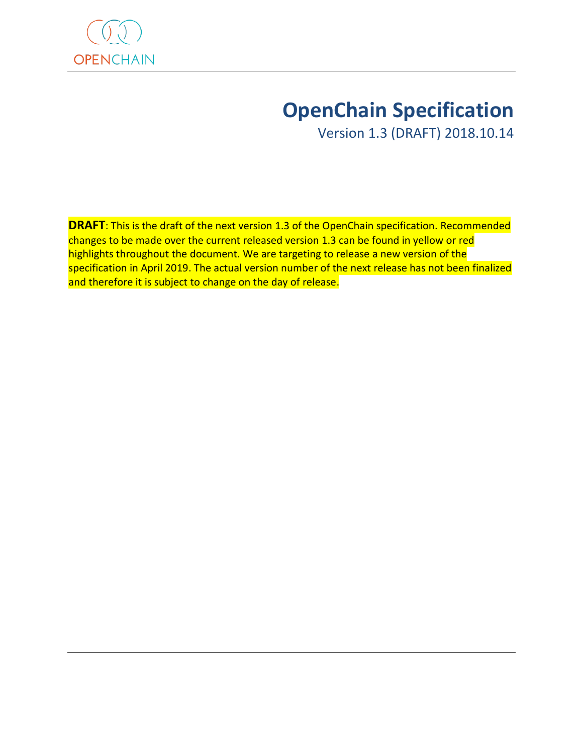OPENCHAIN

# OpenChain Specification

Version 1.3 (DRAFT) 2018.10.14

**DRAFT**: This is the draft of the next version 1.3 of the OpenChain specification. Recommended changes to be made over the current released version 1.3 can be found in yellow or red highlights throughout the document. We are targeting to release a new version of the specification in April 2019. The actual version number of the next release has not been finalized and therefore it is subject to change on the day of release.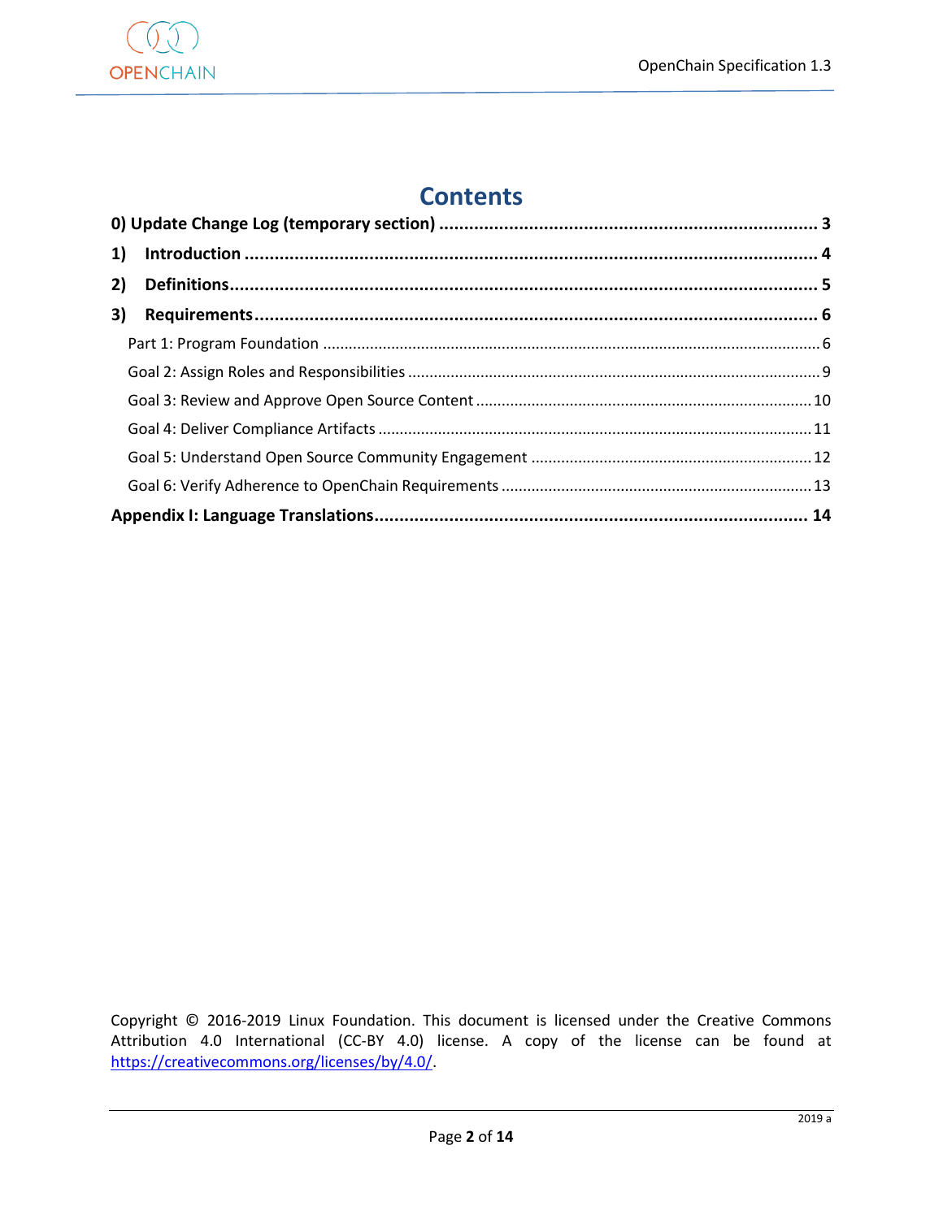# Contents

**0) Update Change Log (temporary section)** ........................................................................ **3**

**1) Introduction** ........................................................................................................ **4**

**2) Definitions** ......................................................................................................... **5**

**3) Requirements** ..................................................................................................... **6**

- Part 1: Program Foundation ....................................................................................... 6
- Goal 2: Assign Roles and Responsibilities ..................................................................... 9
- Goal 3: Review and Approve Open Source Content ........................................................ 10
- Goal 4: Deliver Compliance Artifacts ........................................................................... 11
- Goal 5: Understand Open Source Community Engagement .............................................. 12
- Goal 6: Verify Adherence to OpenChain Requirements ................................................... 13

**Appendix I: Language Translations** .......................................................................... **14**

Copyright © 2016-2019 Linux Foundation. This document is licensed under the Creative Commons Attribution 4.0 International (CC-BY 4.0) license. A copy of the license can be found at https://creativecommons.org/licenses/by/4.0/.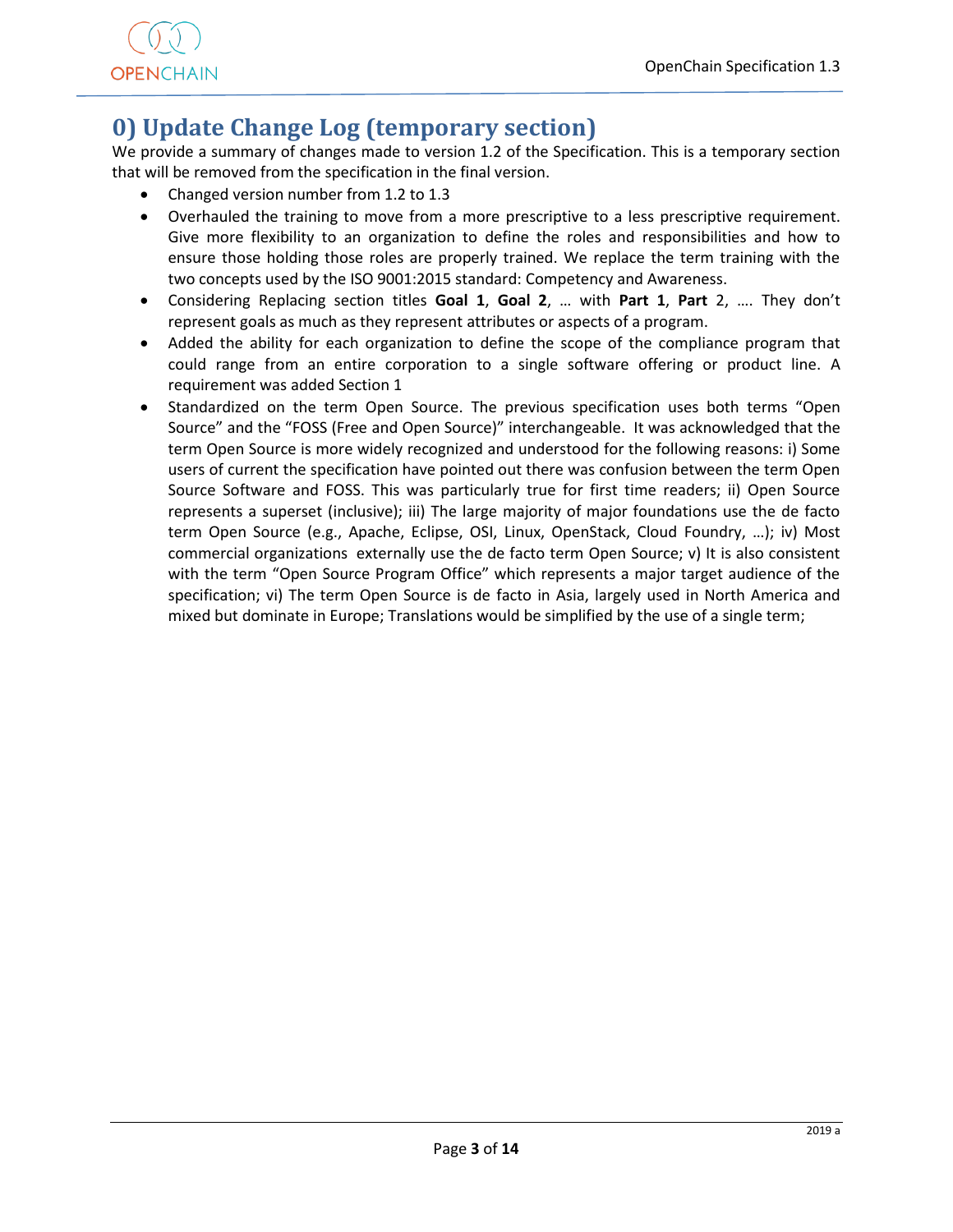# 0) Update Change Log (temporary section)

We provide a summary of changes made to version 1.2 of the Specification. This is a temporary section that will be removed from the specification in the final version.

- Changed version number from 1.2 to 1.3
- Overhauled the training to move from a more prescriptive to a less prescriptive requirement. Give more flexibility to an organization to define the roles and responsibilities and how to ensure those holding those roles are properly trained. We replace the term training with the two concepts used by the ISO 9001:2015 standard: Competency and Awareness.
- Considering Replacing section titles **Goal 1**, **Goal 2**, … with **Part 1**, **Part** 2, …. They don't represent goals as much as they represent attributes or aspects of a program.
- Added the ability for each organization to define the scope of the compliance program that could range from an entire corporation to a single software offering or product line. A requirement was added Section 1
- Standardized on the term Open Source. The previous specification uses both terms "Open Source" and the "FOSS (Free and Open Source)" interchangeable. It was acknowledged that the term Open Source is more widely recognized and understood for the following reasons: i) Some users of current the specification have pointed out there was confusion between the term Open Source Software and FOSS. This was particularly true for first time readers; ii) Open Source represents a superset (inclusive); iii) The large majority of major foundations use the de facto term Open Source (e.g., Apache, Eclipse, OSI, Linux, OpenStack, Cloud Foundry, …); iv) Most commercial organizations externally use the de facto term Open Source; v) It is also consistent with the term "Open Source Program Office" which represents a major target audience of the specification; vi) The term Open Source is de facto in Asia, largely used in North America and mixed but dominate in Europe; Translations would be simplified by the use of a single term;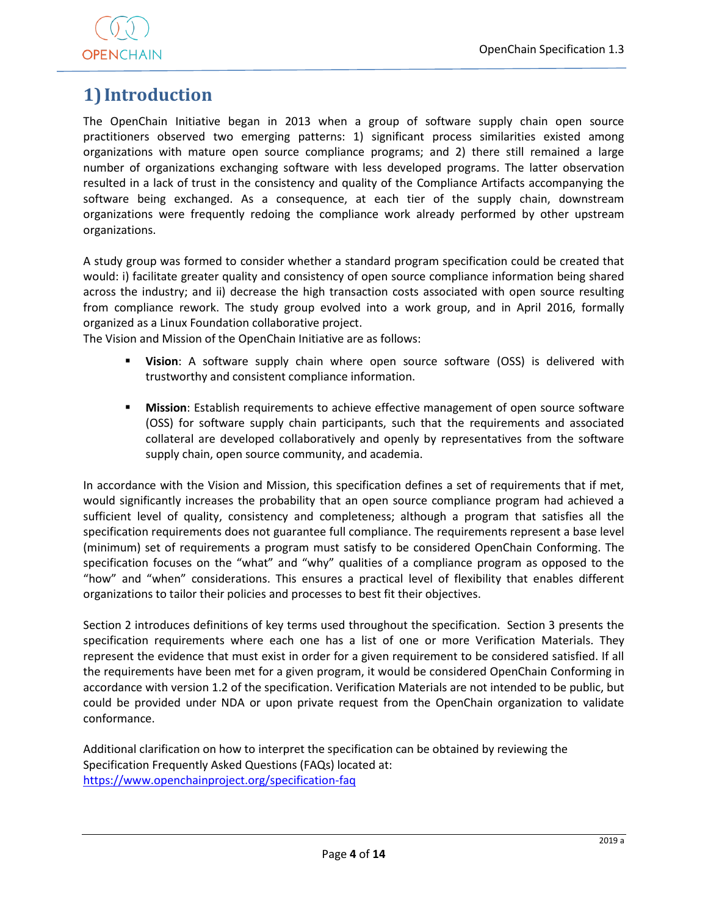# 1) Introduction

The OpenChain Initiative began in 2013 when a group of software supply chain open source practitioners observed two emerging patterns: 1) significant process similarities existed among organizations with mature open source compliance programs; and 2) there still remained a large number of organizations exchanging software with less developed programs. The latter observation resulted in a lack of trust in the consistency and quality of the Compliance Artifacts accompanying the software being exchanged. As a consequence, at each tier of the supply chain, downstream organizations were frequently redoing the compliance work already performed by other upstream organizations.

A study group was formed to consider whether a standard program specification could be created that would: i) facilitate greater quality and consistency of open source compliance information being shared across the industry; and ii) decrease the high transaction costs associated with open source resulting from compliance rework. The study group evolved into a work group, and in April 2016, formally organized as a Linux Foundation collaborative project.

The Vision and Mission of the OpenChain Initiative are as follows:

- **Vision**: A software supply chain where open source software (OSS) is delivered with trustworthy and consistent compliance information.
- **Mission**: Establish requirements to achieve effective management of open source software (OSS) for software supply chain participants, such that the requirements and associated collateral are developed collaboratively and openly by representatives from the software supply chain, open source community, and academia.

In accordance with the Vision and Mission, this specification defines a set of requirements that if met, would significantly increases the probability that an open source compliance program had achieved a sufficient level of quality, consistency and completeness; although a program that satisfies all the specification requirements does not guarantee full compliance. The requirements represent a base level (minimum) set of requirements a program must satisfy to be considered OpenChain Conforming. The specification focuses on the "what" and "why" qualities of a compliance program as opposed to the "how" and "when" considerations. This ensures a practical level of flexibility that enables different organizations to tailor their policies and processes to best fit their objectives.

Section 2 introduces definitions of key terms used throughout the specification. Section 3 presents the specification requirements where each one has a list of one or more Verification Materials. They represent the evidence that must exist in order for a given requirement to be considered satisfied. If all the requirements have been met for a given program, it would be considered OpenChain Conforming in accordance with version 1.2 of the specification. Verification Materials are not intended to be public, but could be provided under NDA or upon private request from the OpenChain organization to validate conformance.

Additional clarification on how to interpret the specification can be obtained by reviewing the Specification Frequently Asked Questions (FAQs) located at:
https://www.openchainproject.org/specification-faq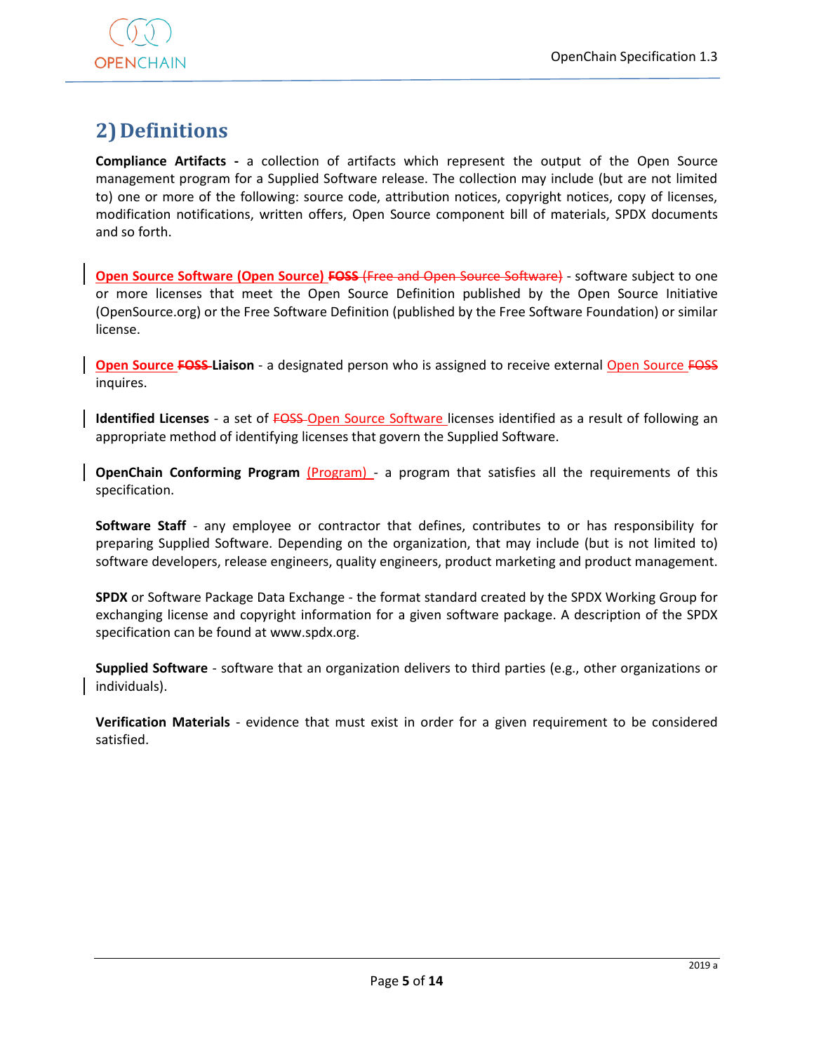## 2) Definitions

**Compliance Artifacts -** a collection of artifacts which represent the output of the Open Source management program for a Supplied Software release. The collection may include (but are not limited to) one or more of the following: source code, attribution notices, copyright notices, copy of licenses, modification notifications, written offers, Open Source component bill of materials, SPDX documents and so forth.

**Open Source Software (Open Source) ~~FOSS~~** ~~(Free and Open Source Software)~~ - software subject to one or more licenses that meet the Open Source Definition published by the Open Source Initiative (OpenSource.org) or the Free Software Definition (published by the Free Software Foundation) or similar license.

**Open Source ~~FOSS~~ Liaison** - a designated person who is assigned to receive external Open Source ~~FOSS~~ inquires.

**Identified Licenses** - a set of ~~FOSS~~ Open Source Software licenses identified as a result of following an appropriate method of identifying licenses that govern the Supplied Software.

**OpenChain Conforming Program** (Program) - a program that satisfies all the requirements of this specification.

**Software Staff** - any employee or contractor that defines, contributes to or has responsibility for preparing Supplied Software. Depending on the organization, that may include (but is not limited to) software developers, release engineers, quality engineers, product marketing and product management.

**SPDX** or Software Package Data Exchange - the format standard created by the SPDX Working Group for exchanging license and copyright information for a given software package. A description of the SPDX specification can be found at www.spdx.org.

**Supplied Software** - software that an organization delivers to third parties (e.g., other organizations or individuals).

**Verification Materials** - evidence that must exist in order for a given requirement to be considered satisfied.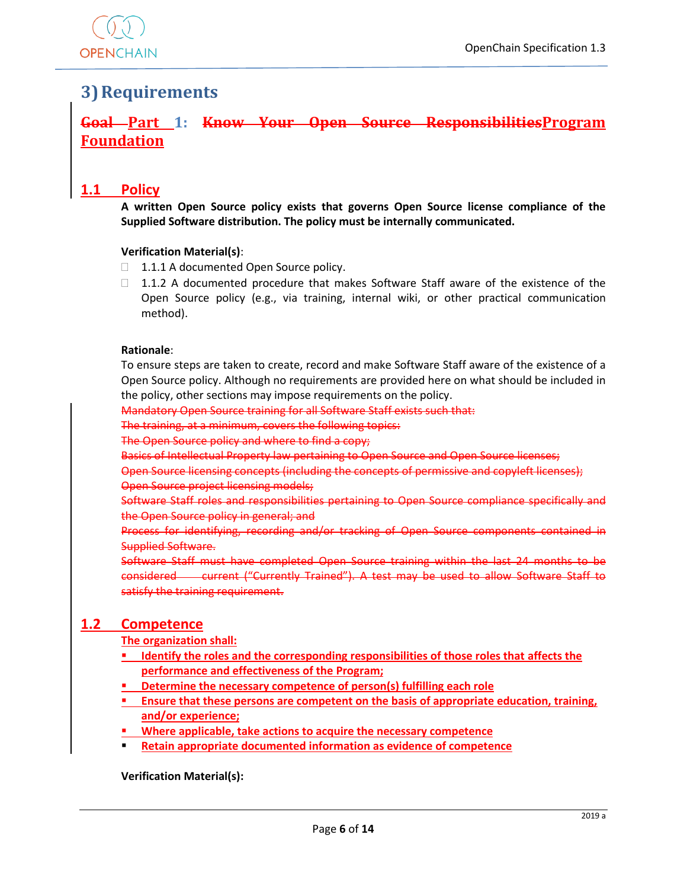# 3) Requirements

## ~~Goal~~ Part 1: ~~Know Your Open Source Responsibilities~~Program Foundation

### 1.1 Policy

**A written Open Source policy exists that governs Open Source license compliance of the Supplied Software distribution. The policy must be internally communicated.**

**Verification Material(s)**:

- 1.1.1 A documented Open Source policy.
- 1.1.2 A documented procedure that makes Software Staff aware of the existence of the Open Source policy (e.g., via training, internal wiki, or other practical communication method).

**Rationale**:

To ensure steps are taken to create, record and make Software Staff aware of the existence of a Open Source policy. Although no requirements are provided here on what should be included in the policy, other sections may impose requirements on the policy.

~~Mandatory Open Source training for all Software Staff exists such that:~~

~~The training, at a minimum, covers the following topics:~~

~~The Open Source policy and where to find a copy;~~

~~Basics of Intellectual Property law pertaining to Open Source and Open Source licenses;~~

~~Open Source licensing concepts (including the concepts of permissive and copyleft licenses);~~

~~Open Source project licensing models;~~

~~Software Staff roles and responsibilities pertaining to Open Source compliance specifically and the Open Source policy in general; and~~

~~Process for identifying, recording and/or tracking of Open Source components contained in Supplied Software.~~

~~Software Staff must have completed Open Source training within the last 24 months to be considered current ("Currently Trained"). A test may be used to allow Software Staff to satisfy the training requirement.~~

### 1.2 Competence

**The organization shall:**

- **Identify the roles and the corresponding responsibilities of those roles that affects the performance and effectiveness of the Program;**
- **Determine the necessary competence of person(s) fulfilling each role**
- **Ensure that these persons are competent on the basis of appropriate education, training, and/or experience;**
- **Where applicable, take actions to acquire the necessary competence**
- **Retain appropriate documented information as evidence of competence**

**Verification Material(s):**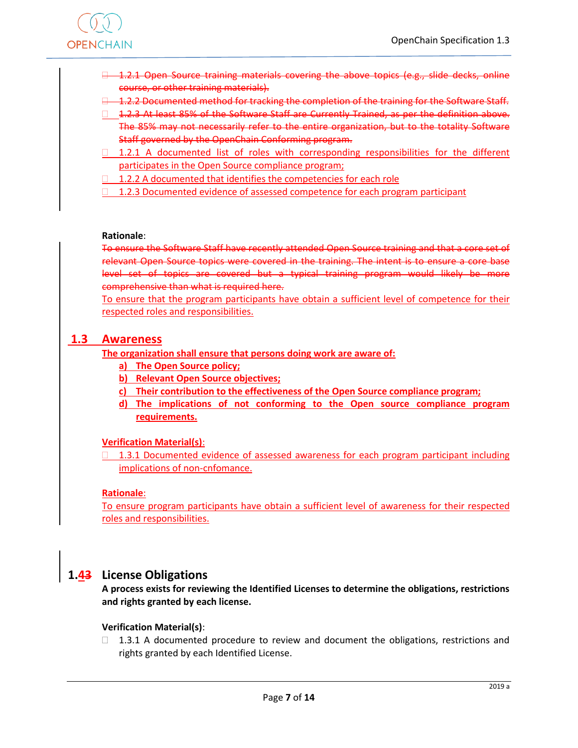- ☐ ~~1.2.1 Open Source training materials covering the above topics (e.g., slide decks, online course, or other training materials).~~
- ☐ ~~1.2.2 Documented method for tracking the completion of the training for the Software Staff.~~
- ☐ ~~1.2.3 At least 85% of the Software Staff are Currently Trained, as per the definition above. The 85% may not necessarily refer to the entire organization, but to the totality Software Staff governed by the OpenChain Conforming program.~~
- ☐ 1.2.1 A documented list of roles with corresponding responsibilities for the different participates in the Open Source compliance program;
- ☐ 1.2.2 A documented that identifies the competencies for each role
- ☐ 1.2.3 Documented evidence of assessed competence for each program participant

**Rationale**:

~~To ensure the Software Staff have recently attended Open Source training and that a core set of relevant Open Source topics were covered in the training. The intent is to ensure a core base level set of topics are covered but a typical training program would likely be more comprehensive than what is required here.~~

To ensure that the program participants have obtain a sufficient level of competence for their respected roles and responsibilities.

## 1.3 Awareness

**The organization shall ensure that persons doing work are aware of:**

**a) The Open Source policy;**

**b) Relevant Open Source objectives;**

**c) Their contribution to the effectiveness of the Open Source compliance program;**

**d) The implications of not conforming to the Open source compliance program requirements.**

**Verification Material(s)**:

- ☐ 1.3.1 Documented evidence of assessed awareness for each program participant including implications of non-cnfomance.

**Rationale**:

To ensure program participants have obtain a sufficient level of awareness for their respected roles and responsibilities.

## 1.4~~3~~ License Obligations

**A process exists for reviewing the Identified Licenses to determine the obligations, restrictions and rights granted by each license.**

**Verification Material(s)**:

- ☐ 1.3.1 A documented procedure to review and document the obligations, restrictions and rights granted by each Identified License.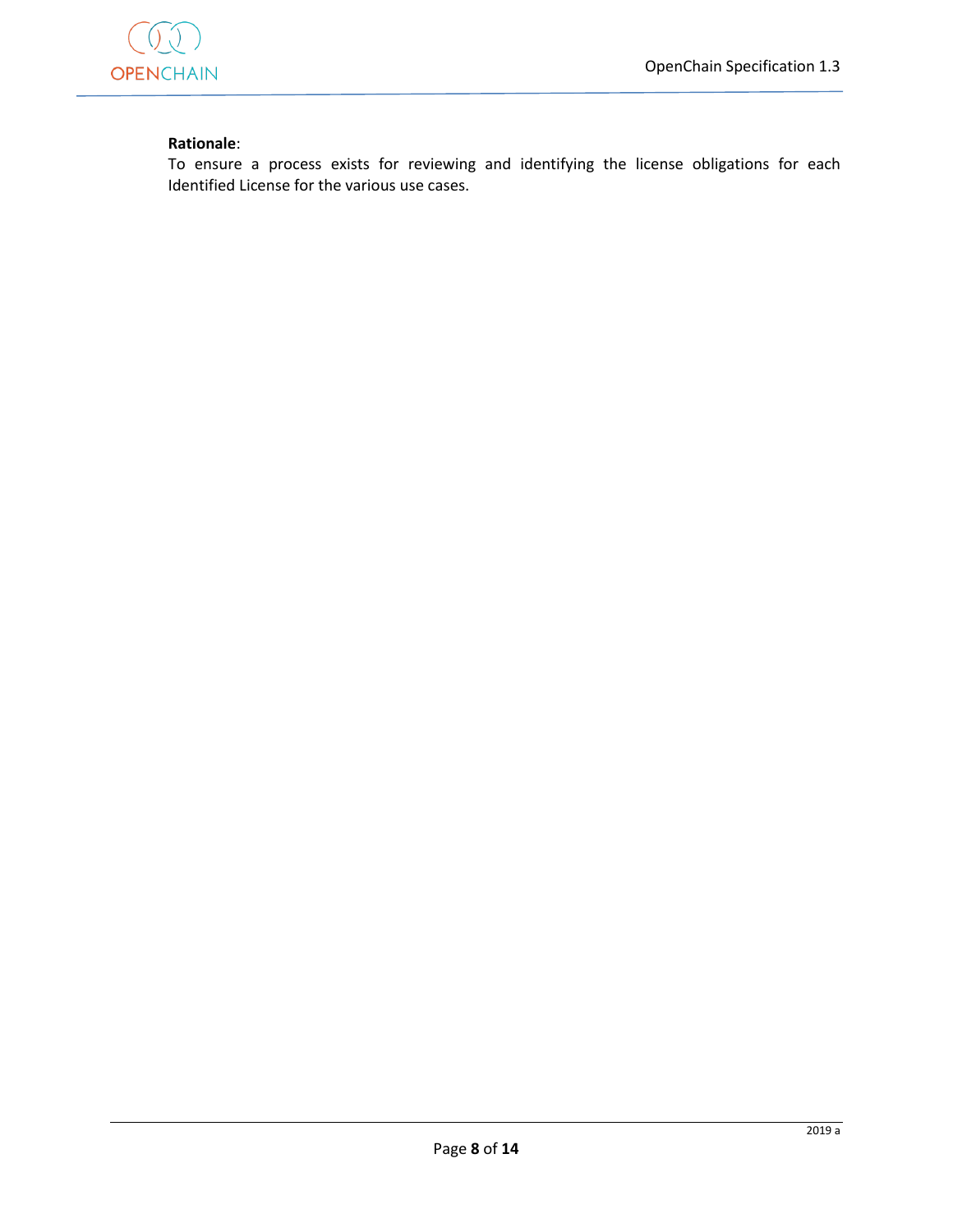**Rationale**:
To ensure a process exists for reviewing and identifying the license obligations for each Identified License for the various use cases.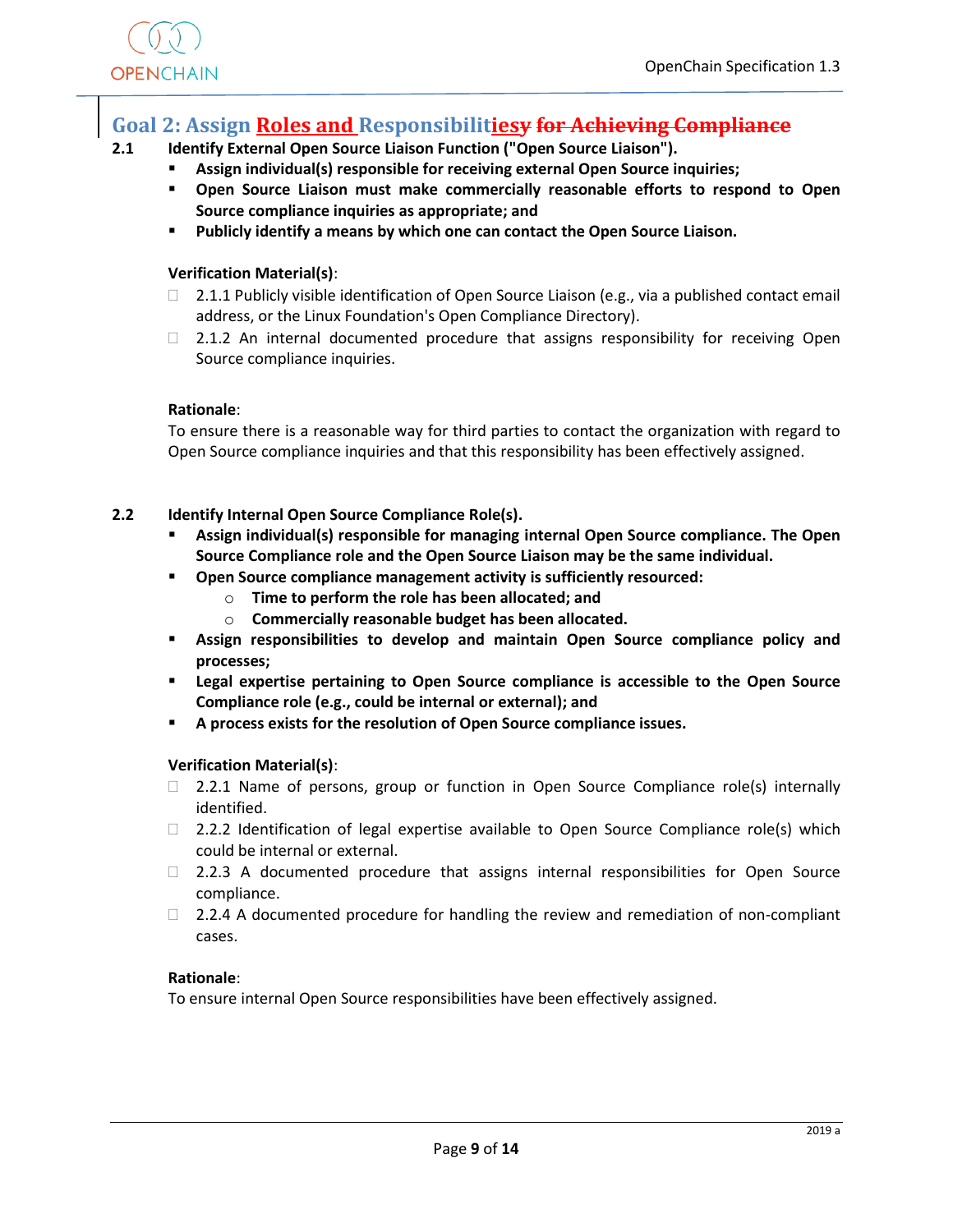## Goal 2: Assign Roles and Responsibilitiesy for Achieving Compliance

**2.1 Identify External Open Source Liaison Function ("Open Source Liaison").**

- **Assign individual(s) responsible for receiving external Open Source inquiries;**
- **Open Source Liaison must make commercially reasonable efforts to respond to Open Source compliance inquiries as appropriate; and**
- **Publicly identify a means by which one can contact the Open Source Liaison.**

**Verification Material(s)**:

- 2.1.1 Publicly visible identification of Open Source Liaison (e.g., via a published contact email address, or the Linux Foundation's Open Compliance Directory).
- 2.1.2 An internal documented procedure that assigns responsibility for receiving Open Source compliance inquiries.

**Rationale**:
To ensure there is a reasonable way for third parties to contact the organization with regard to Open Source compliance inquiries and that this responsibility has been effectively assigned.

**2.2 Identify Internal Open Source Compliance Role(s).**

- **Assign individual(s) responsible for managing internal Open Source compliance. The Open Source Compliance role and the Open Source Liaison may be the same individual.**
- **Open Source compliance management activity is sufficiently resourced:**
  - **Time to perform the role has been allocated; and**
  - **Commercially reasonable budget has been allocated.**
- **Assign responsibilities to develop and maintain Open Source compliance policy and processes;**
- **Legal expertise pertaining to Open Source compliance is accessible to the Open Source Compliance role (e.g., could be internal or external); and**
- **A process exists for the resolution of Open Source compliance issues.**

**Verification Material(s)**:

- 2.2.1 Name of persons, group or function in Open Source Compliance role(s) internally identified.
- 2.2.2 Identification of legal expertise available to Open Source Compliance role(s) which could be internal or external.
- 2.2.3 A documented procedure that assigns internal responsibilities for Open Source compliance.
- 2.2.4 A documented procedure for handling the review and remediation of non-compliant cases.

**Rationale**:
To ensure internal Open Source responsibilities have been effectively assigned.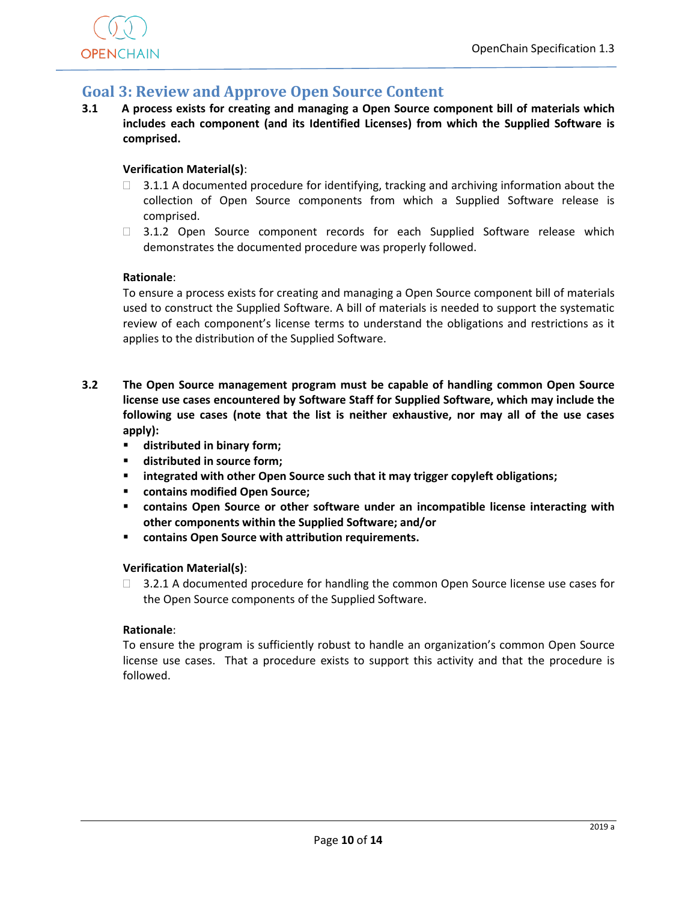## Goal 3: Review and Approve Open Source Content

**3.1 A process exists for creating and managing a Open Source component bill of materials which includes each component (and its Identified Licenses) from which the Supplied Software is comprised.**

**Verification Material(s)**:

- 3.1.1 A documented procedure for identifying, tracking and archiving information about the collection of Open Source components from which a Supplied Software release is comprised.
- 3.1.2 Open Source component records for each Supplied Software release which demonstrates the documented procedure was properly followed.

**Rationale**:

To ensure a process exists for creating and managing a Open Source component bill of materials used to construct the Supplied Software. A bill of materials is needed to support the systematic review of each component's license terms to understand the obligations and restrictions as it applies to the distribution of the Supplied Software.

**3.2 The Open Source management program must be capable of handling common Open Source license use cases encountered by Software Staff for Supplied Software, which may include the following use cases (note that the list is neither exhaustive, nor may all of the use cases apply):**

- **distributed in binary form;**
- **distributed in source form;**
- **integrated with other Open Source such that it may trigger copyleft obligations;**
- **contains modified Open Source;**
- **contains Open Source or other software under an incompatible license interacting with other components within the Supplied Software; and/or**
- **contains Open Source with attribution requirements.**

**Verification Material(s)**:

- 3.2.1 A documented procedure for handling the common Open Source license use cases for the Open Source components of the Supplied Software.

**Rationale**:

To ensure the program is sufficiently robust to handle an organization's common Open Source license use cases. That a procedure exists to support this activity and that the procedure is followed.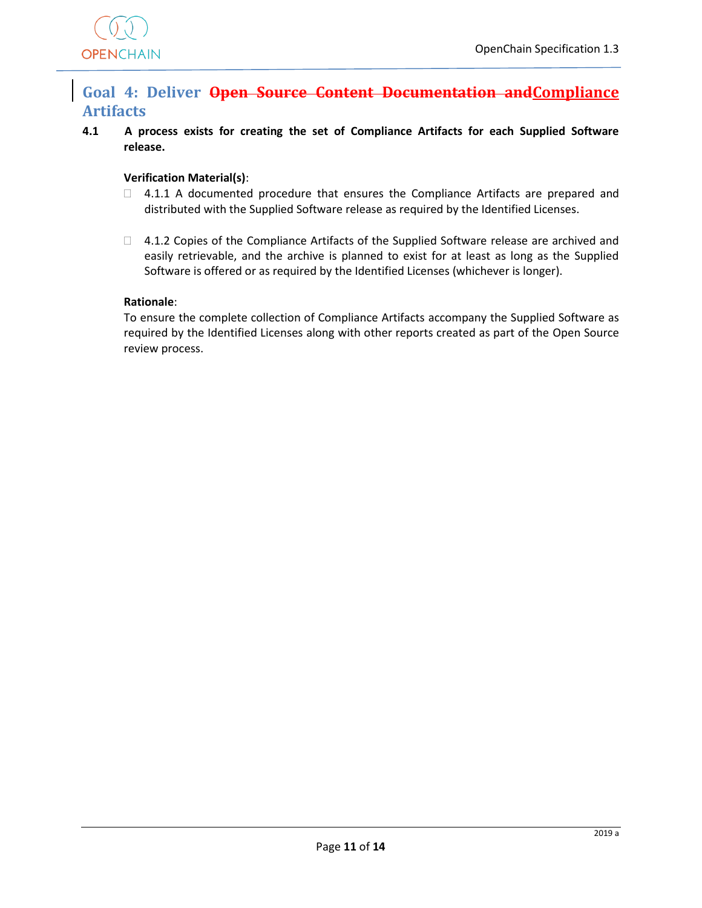## Goal 4: Deliver ~~Open Source Content Documentation and~~Compliance Artifacts

**4.1 A process exists for creating the set of Compliance Artifacts for each Supplied Software release.**

**Verification Material(s)**:

- 4.1.1 A documented procedure that ensures the Compliance Artifacts are prepared and distributed with the Supplied Software release as required by the Identified Licenses.

- 4.1.2 Copies of the Compliance Artifacts of the Supplied Software release are archived and easily retrievable, and the archive is planned to exist for at least as long as the Supplied Software is offered or as required by the Identified Licenses (whichever is longer).

**Rationale**:

To ensure the complete collection of Compliance Artifacts accompany the Supplied Software as required by the Identified Licenses along with other reports created as part of the Open Source review process.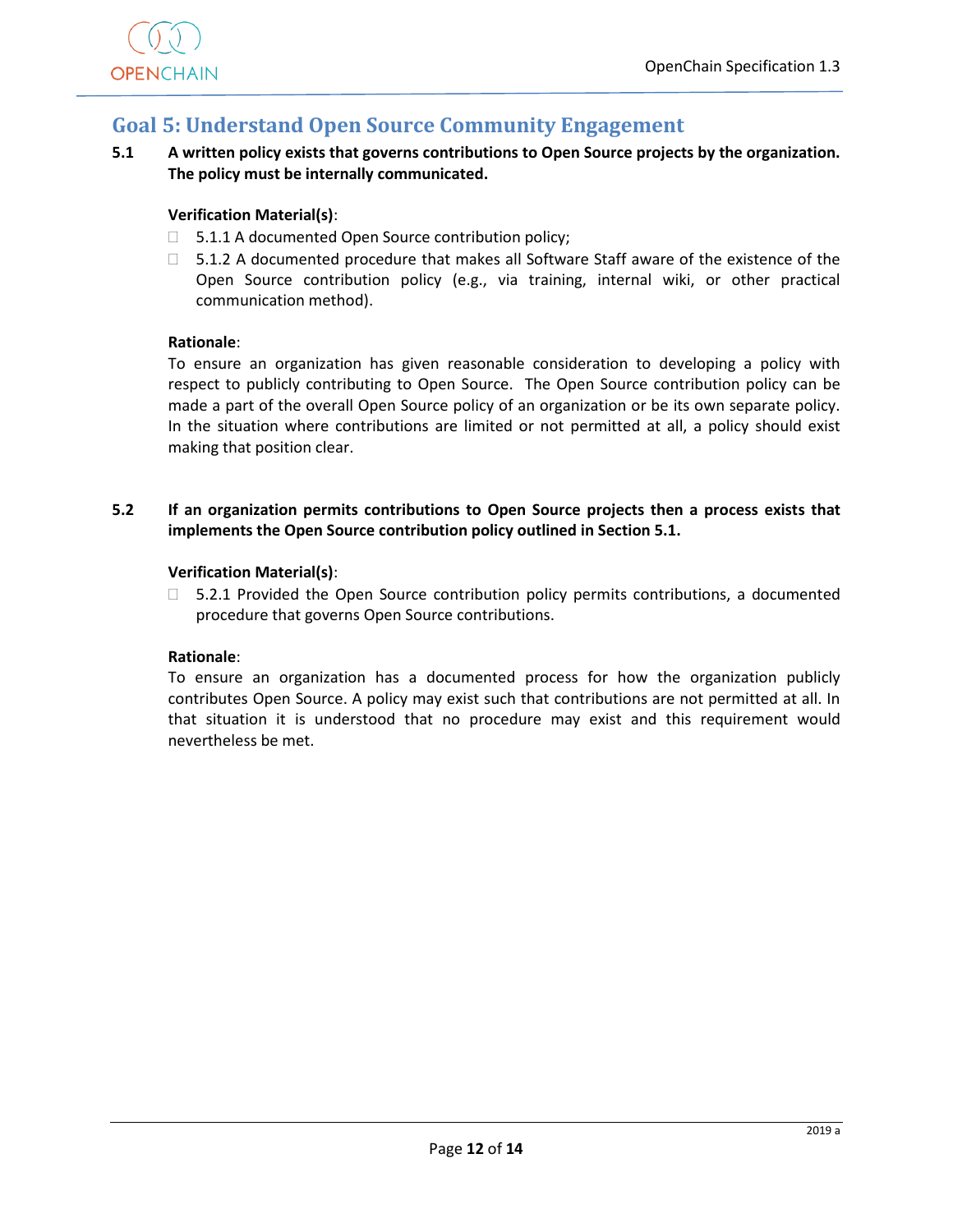## Goal 5: Understand Open Source Community Engagement

**5.1 A written policy exists that governs contributions to Open Source projects by the organization. The policy must be internally communicated.**

**Verification Material(s)**:

- ☐ 5.1.1 A documented Open Source contribution policy;
- ☐ 5.1.2 A documented procedure that makes all Software Staff aware of the existence of the Open Source contribution policy (e.g., via training, internal wiki, or other practical communication method).

**Rationale**:

To ensure an organization has given reasonable consideration to developing a policy with respect to publicly contributing to Open Source. The Open Source contribution policy can be made a part of the overall Open Source policy of an organization or be its own separate policy. In the situation where contributions are limited or not permitted at all, a policy should exist making that position clear.

**5.2 If an organization permits contributions to Open Source projects then a process exists that implements the Open Source contribution policy outlined in Section 5.1.**

**Verification Material(s)**:

- ☐ 5.2.1 Provided the Open Source contribution policy permits contributions, a documented procedure that governs Open Source contributions.

**Rationale**:

To ensure an organization has a documented process for how the organization publicly contributes Open Source. A policy may exist such that contributions are not permitted at all. In that situation it is understood that no procedure may exist and this requirement would nevertheless be met.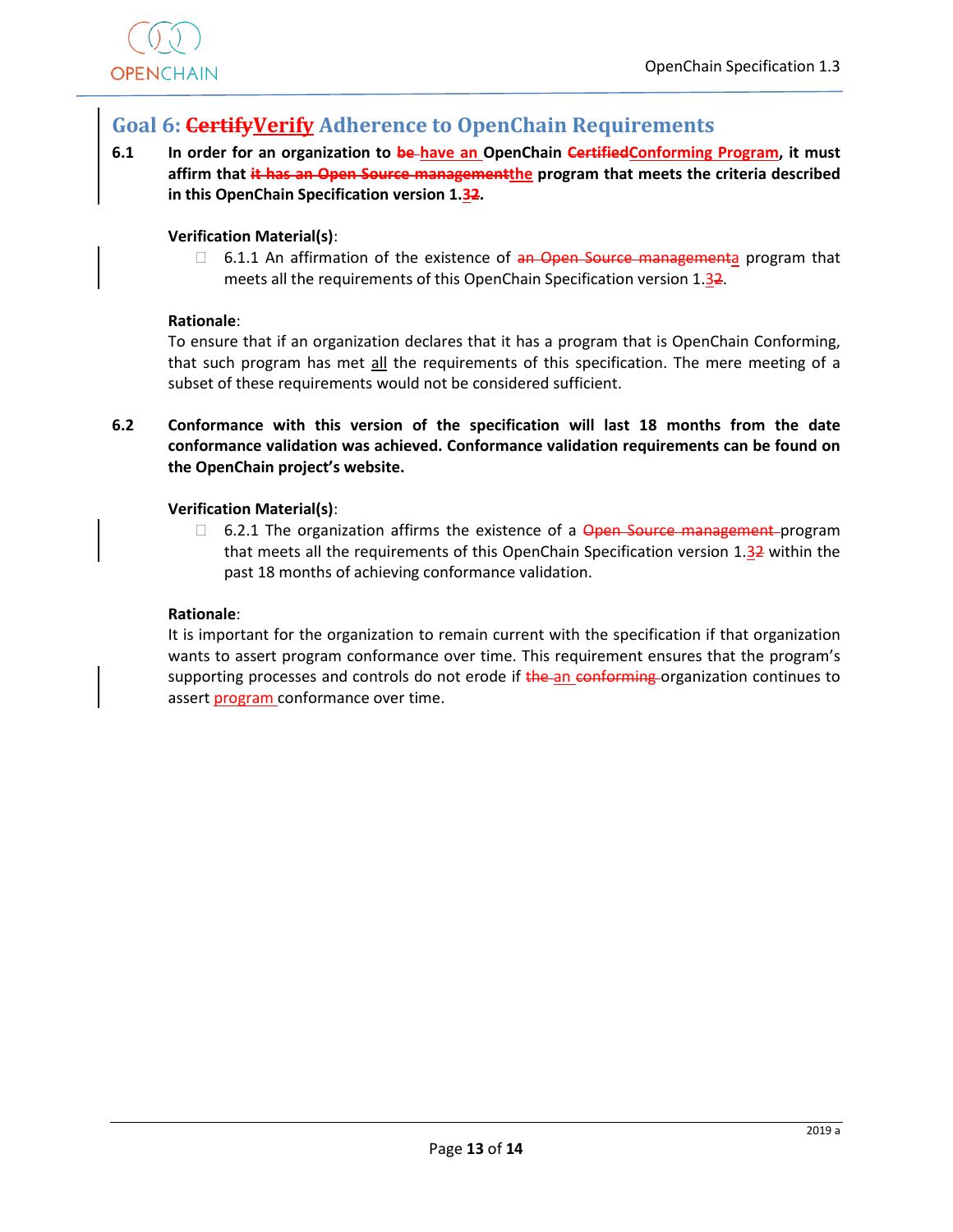## Goal 6: ~~Certify~~Verify Adherence to OpenChain Requirements

**6.1 In order for an organization to ~~be~~ have an OpenChain ~~Certified~~Conforming Program, it must affirm that ~~it has an Open Source management~~the program that meets the criteria described in this OpenChain Specification version 1.3~~2~~.**

**Verification Material(s)**:

- 6.1.1 An affirmation of the existence of ~~an Open Source management~~a program that meets all the requirements of this OpenChain Specification version 1.3~~2~~.

**Rationale**:

To ensure that if an organization declares that it has a program that is OpenChain Conforming, that such program has met all the requirements of this specification. The mere meeting of a subset of these requirements would not be considered sufficient.

**6.2 Conformance with this version of the specification will last 18 months from the date conformance validation was achieved. Conformance validation requirements can be found on the OpenChain project's website.**

**Verification Material(s)**:

- 6.2.1 The organization affirms the existence of a ~~Open Source management~~ program that meets all the requirements of this OpenChain Specification version 1.3~~2~~ within the past 18 months of achieving conformance validation.

**Rationale**:

It is important for the organization to remain current with the specification if that organization wants to assert program conformance over time. This requirement ensures that the program's supporting processes and controls do not erode if ~~the~~ an ~~conforming~~ organization continues to assert program conformance over time.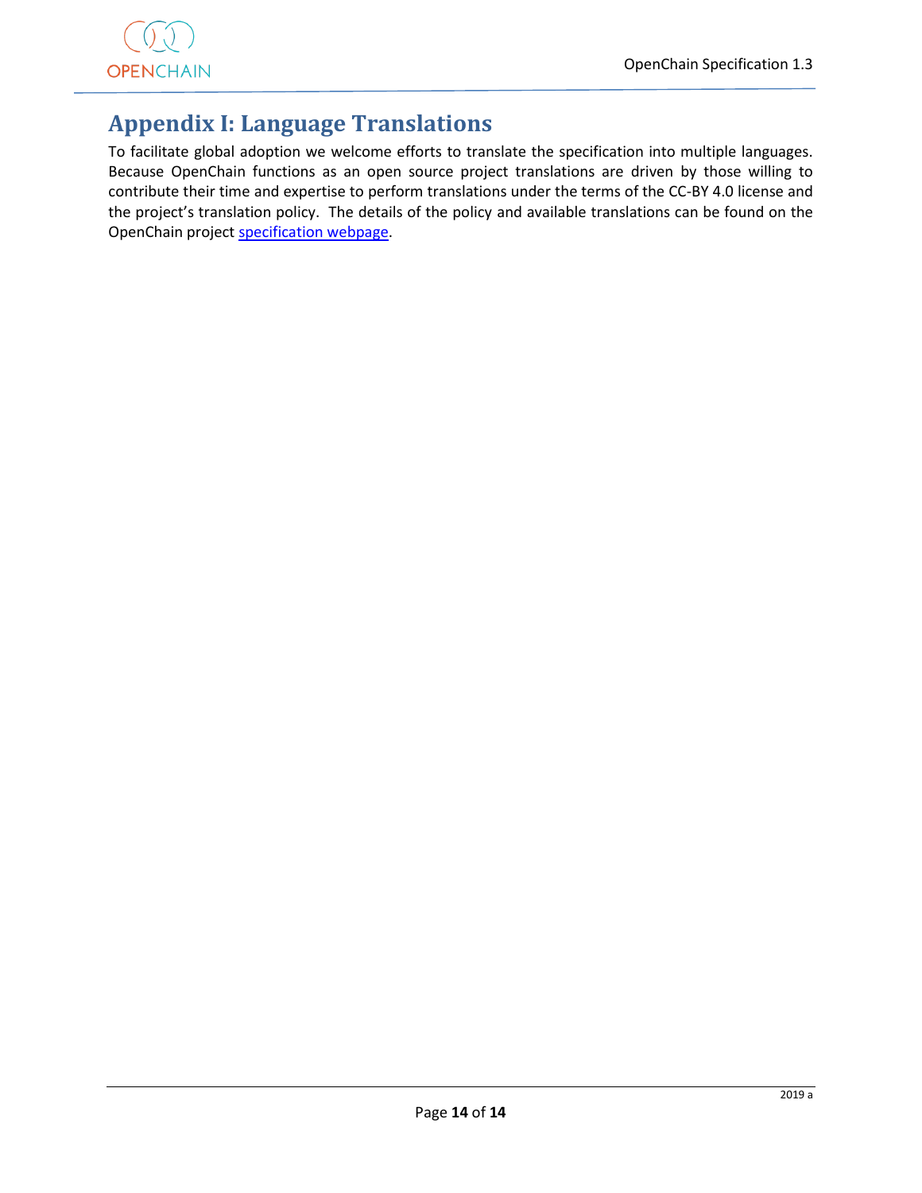# Appendix I: Language Translations

To facilitate global adoption we welcome efforts to translate the specification into multiple languages. Because OpenChain functions as an open source project translations are driven by those willing to contribute their time and expertise to perform translations under the terms of the CC-BY 4.0 license and the project's translation policy. The details of the policy and available translations can be found on the OpenChain project specification webpage.